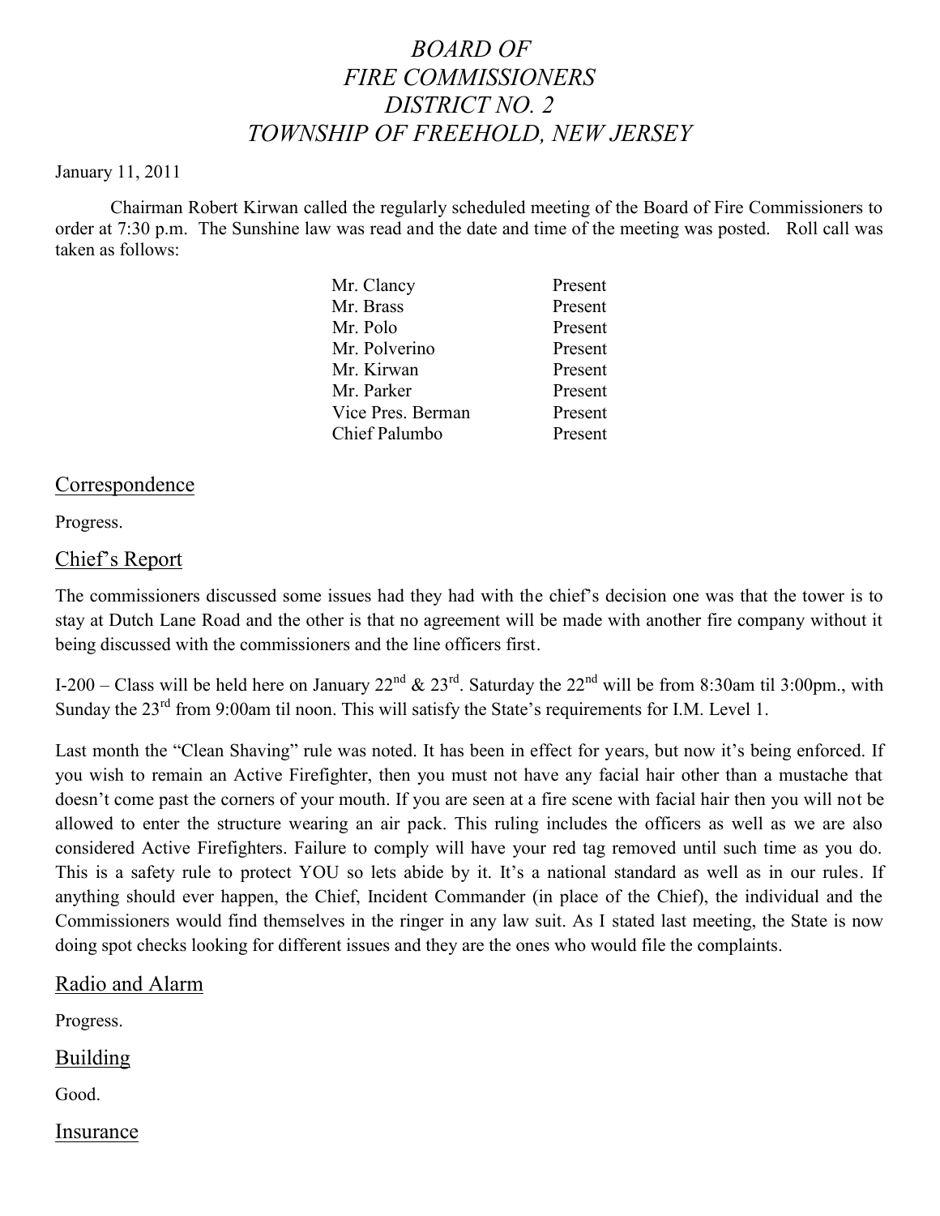# *BOARD OF FIRE COMMISSIONERS DISTRICT NO. 2 TOWNSHIP OF FREEHOLD, NEW JERSEY*

January 11, 2011

Chairman Robert Kirwan called the regularly scheduled meeting of the Board of Fire Commissioners to order at 7:30 p.m. The Sunshine law was read and the date and time of the meeting was posted. Roll call was taken as follows:

| | |
|---|---|
| Mr. Clancy | Present |
| Mr. Brass | Present |
| Mr. Polo | Present |
| Mr. Polverino | Present |
| Mr. Kirwan | Present |
| Mr. Parker | Present |
| Vice Pres. Berman | Present |
| Chief Palumbo | Present |

## Correspondence

Progress.

## Chief's Report

The commissioners discussed some issues had they had with the chief's decision one was that the tower is to stay at Dutch Lane Road and the other is that no agreement will be made with another fire company without it being discussed with the commissioners and the line officers first.

I-200 – Class will be held here on January 22nd & 23rd. Saturday the 22nd will be from 8:30am til 3:00pm., with Sunday the 23rd from 9:00am til noon. This will satisfy the State's requirements for I.M. Level 1.

Last month the "Clean Shaving" rule was noted. It has been in effect for years, but now it's being enforced. If you wish to remain an Active Firefighter, then you must not have any facial hair other than a mustache that doesn't come past the corners of your mouth. If you are seen at a fire scene with facial hair then you will not be allowed to enter the structure wearing an air pack. This ruling includes the officers as well as we are also considered Active Firefighters. Failure to comply will have your red tag removed until such time as you do. This is a safety rule to protect YOU so lets abide by it. It's a national standard as well as in our rules. If anything should ever happen, the Chief, Incident Commander (in place of the Chief), the individual and the Commissioners would find themselves in the ringer in any law suit. As I stated last meeting, the State is now doing spot checks looking for different issues and they are the ones who would file the complaints.

## Radio and Alarm

Progress.

## Building

Good.

## Insurance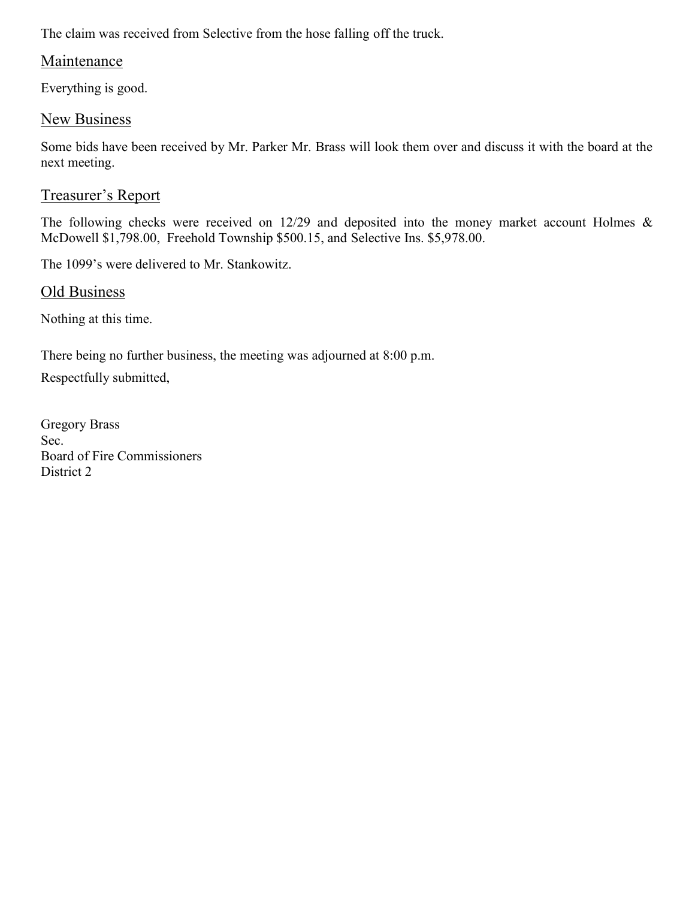The claim was received from Selective from the hose falling off the truck.

## Maintenance

Everything is good.

## New Business

Some bids have been received by Mr. Parker Mr. Brass will look them over and discuss it with the board at the next meeting.

## Treasurer's Report

The following checks were received on 12/29 and deposited into the money market account Holmes & McDowell $1,798.00, Freehold Township $500.15, and Selective Ins. $5,978.00.

The 1099's were delivered to Mr. Stankowitz.

## Old Business

Nothing at this time.

There being no further business, the meeting was adjourned at 8:00 p.m.

Respectfully submitted,

Gregory Brass
Sec.
Board of Fire Commissioners
District 2